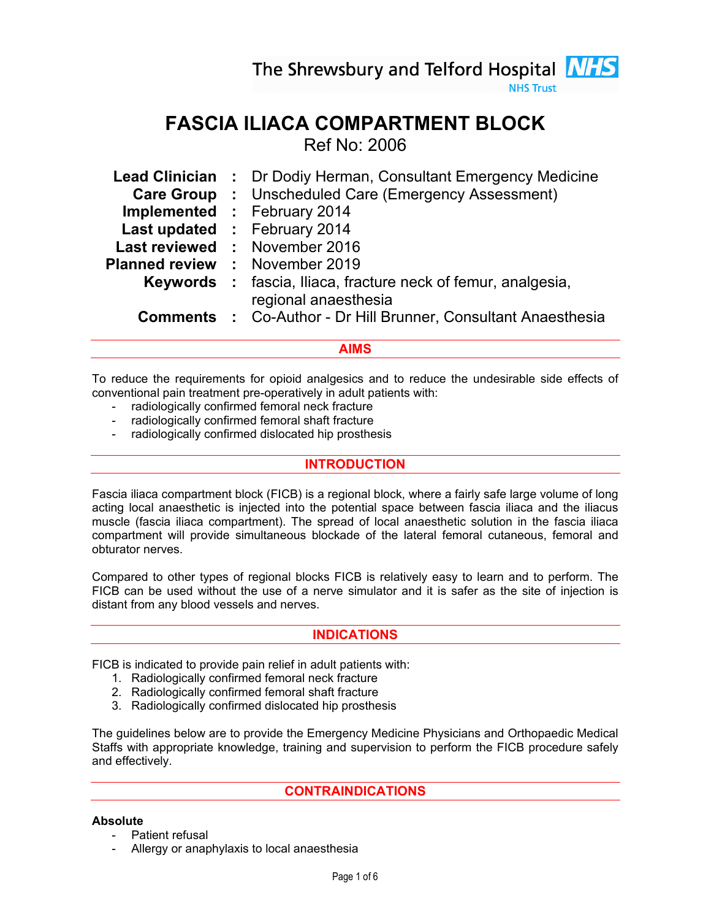The Shrewsbury and Telford Hospital NHS Trust

# FASCIA ILIACA COMPARTMENT BLOCK

Ref No: 2006

| | | |
|---|---|---|
| **Lead Clinician** | : | Dr Dodiy Herman, Consultant Emergency Medicine |
| **Care Group** | : | Unscheduled Care (Emergency Assessment) |
| **Implemented** | : | February 2014 |
| **Last updated** | : | February 2014 |
| **Last reviewed** | : | November 2016 |
| **Planned review** | : | November 2019 |
| **Keywords** | : | fascia, Iliaca, fracture neck of femur, analgesia, regional anaesthesia |
| **Comments** | : | Co-Author - Dr Hill Brunner, Consultant Anaesthesia |

## AIMS

To reduce the requirements for opioid analgesics and to reduce the undesirable side effects of conventional pain treatment pre-operatively in adult patients with:

- radiologically confirmed femoral neck fracture
- radiologically confirmed femoral shaft fracture
- radiologically confirmed dislocated hip prosthesis

## INTRODUCTION

Fascia iliaca compartment block (FICB) is a regional block, where a fairly safe large volume of long acting local anaesthetic is injected into the potential space between fascia iliaca and the iliacus muscle (fascia iliaca compartment). The spread of local anaesthetic solution in the fascia iliaca compartment will provide simultaneous blockade of the lateral femoral cutaneous, femoral and obturator nerves.

Compared to other types of regional blocks FICB is relatively easy to learn and to perform. The FICB can be used without the use of a nerve simulator and it is safer as the site of injection is distant from any blood vessels and nerves.

## INDICATIONS

FICB is indicated to provide pain relief in adult patients with:

1. Radiologically confirmed femoral neck fracture
2. Radiologically confirmed femoral shaft fracture
3. Radiologically confirmed dislocated hip prosthesis

The guidelines below are to provide the Emergency Medicine Physicians and Orthopaedic Medical Staffs with appropriate knowledge, training and supervision to perform the FICB procedure safely and effectively.

## CONTRAINDICATIONS

### Absolute

- Patient refusal
- Allergy or anaphylaxis to local anaesthesia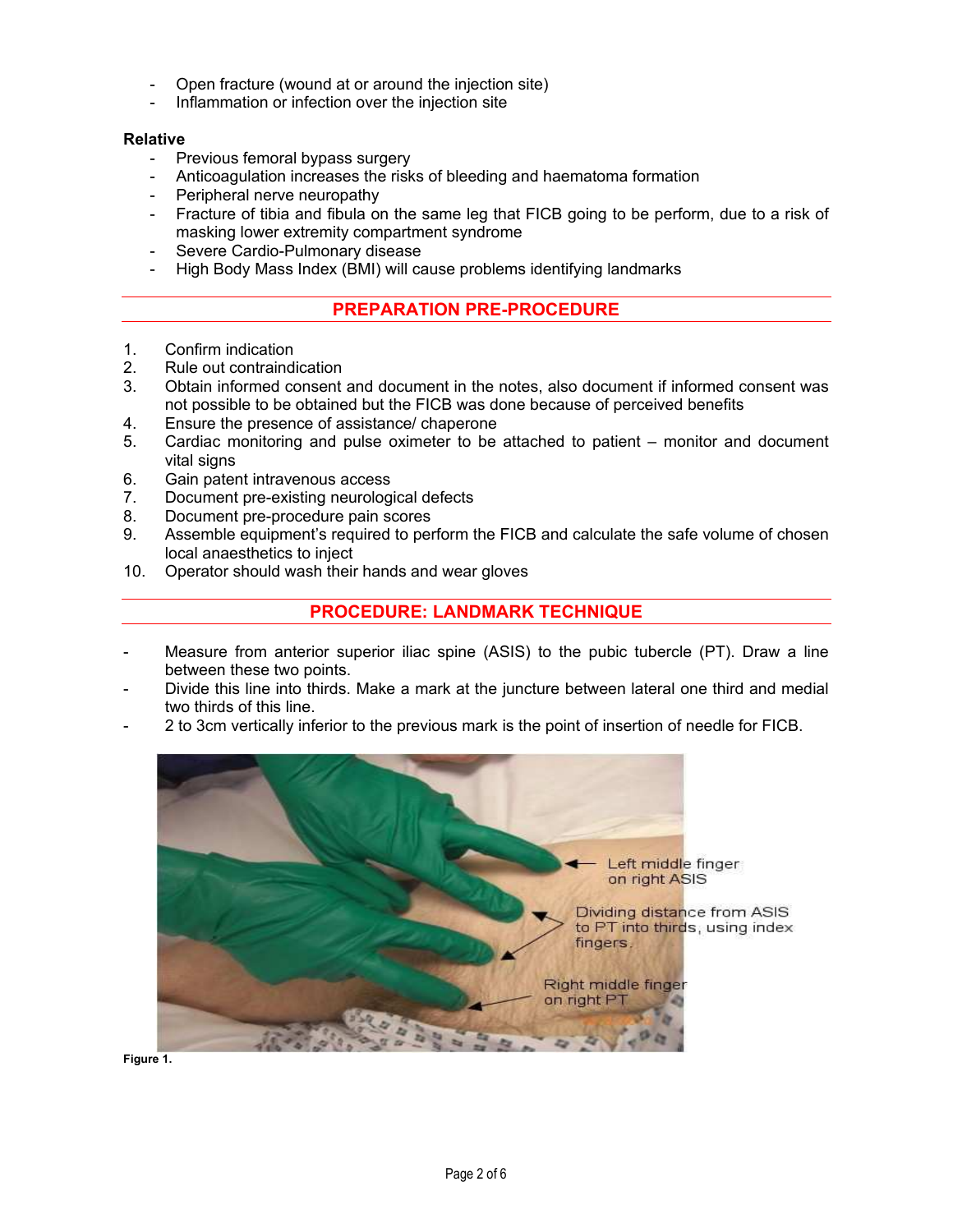- Open fracture (wound at or around the injection site)
- Inflammation or infection over the injection site

**Relative**

- Previous femoral bypass surgery
- Anticoagulation increases the risks of bleeding and haematoma formation
- Peripheral nerve neuropathy
- Fracture of tibia and fibula on the same leg that FICB going to be perform, due to a risk of masking lower extremity compartment syndrome
- Severe Cardio-Pulmonary disease
- High Body Mass Index (BMI) will cause problems identifying landmarks

## PREPARATION PRE-PROCEDURE

1. Confirm indication
2. Rule out contraindication
3. Obtain informed consent and document in the notes, also document if informed consent was not possible to be obtained but the FICB was done because of perceived benefits
4. Ensure the presence of assistance/ chaperone
5. Cardiac monitoring and pulse oximeter to be attached to patient – monitor and document vital signs
6. Gain patent intravenous access
7. Document pre-existing neurological defects
8. Document pre-procedure pain scores
9. Assemble equipment's required to perform the FICB and calculate the safe volume of chosen local anaesthetics to inject
10. Operator should wash their hands and wear gloves

## PROCEDURE: LANDMARK TECHNIQUE

- Measure from anterior superior iliac spine (ASIS) to the pubic tubercle (PT). Draw a line between these two points.
- Divide this line into thirds. Make a mark at the juncture between lateral one third and medial two thirds of this line.
- 2 to 3cm vertically inferior to the previous mark is the point of insertion of needle for FICB.

Left middle finger on right ASIS

Dividing distance from ASIS to PT into thirds, using index fingers.

Right middle finger on right PT

**Figure 1.**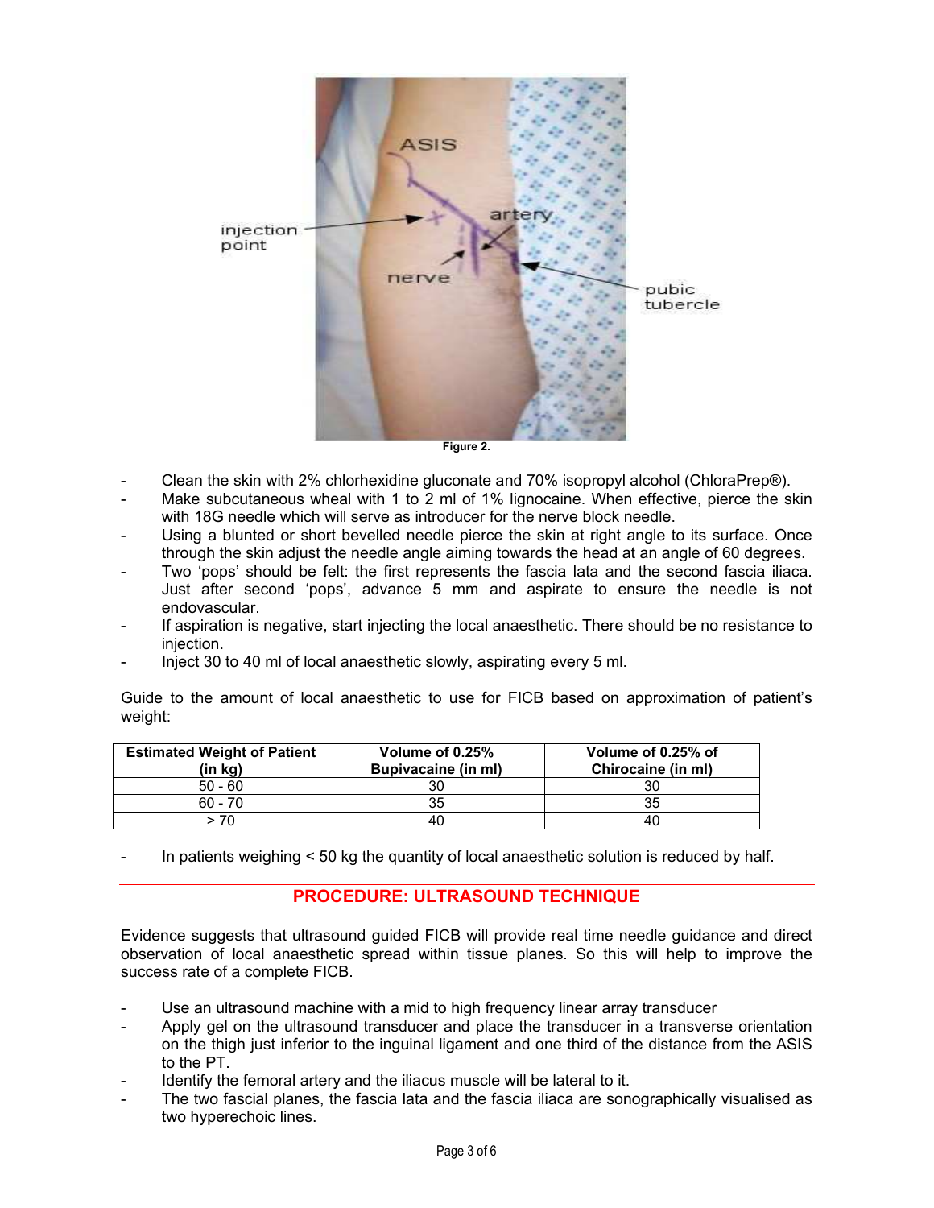Figure 2.

- Clean the skin with 2% chlorhexidine gluconate and 70% isopropyl alcohol (ChloraPrep®).
- Make subcutaneous wheal with 1 to 2 ml of 1% lignocaine. When effective, pierce the skin with 18G needle which will serve as introducer for the nerve block needle.
- Using a blunted or short bevelled needle pierce the skin at right angle to its surface. Once through the skin adjust the needle angle aiming towards the head at an angle of 60 degrees.
- Two 'pops' should be felt: the first represents the fascia lata and the second fascia iliaca. Just after second 'pops', advance 5 mm and aspirate to ensure the needle is not endovascular.
- If aspiration is negative, start injecting the local anaesthetic. There should be no resistance to injection.
- Inject 30 to 40 ml of local anaesthetic slowly, aspirating every 5 ml.

Guide to the amount of local anaesthetic to use for FICB based on approximation of patient's weight:

| Estimated Weight of Patient (in kg) | Volume of 0.25% Bupivacaine (in ml) | Volume of 0.25% of Chirocaine (in ml) |
|---|---|---|
| 50 - 60 | 30 | 30 |
| 60 - 70 | 35 | 35 |
| > 70 | 40 | 40 |

- In patients weighing < 50 kg the quantity of local anaesthetic solution is reduced by half.

## PROCEDURE: ULTRASOUND TECHNIQUE

Evidence suggests that ultrasound guided FICB will provide real time needle guidance and direct observation of local anaesthetic spread within tissue planes. So this will help to improve the success rate of a complete FICB.

- Use an ultrasound machine with a mid to high frequency linear array transducer
- Apply gel on the ultrasound transducer and place the transducer in a transverse orientation on the thigh just inferior to the inguinal ligament and one third of the distance from the ASIS to the PT.
- Identify the femoral artery and the iliacus muscle will be lateral to it.
- The two fascial planes, the fascia lata and the fascia iliaca are sonographically visualised as two hyperechoic lines.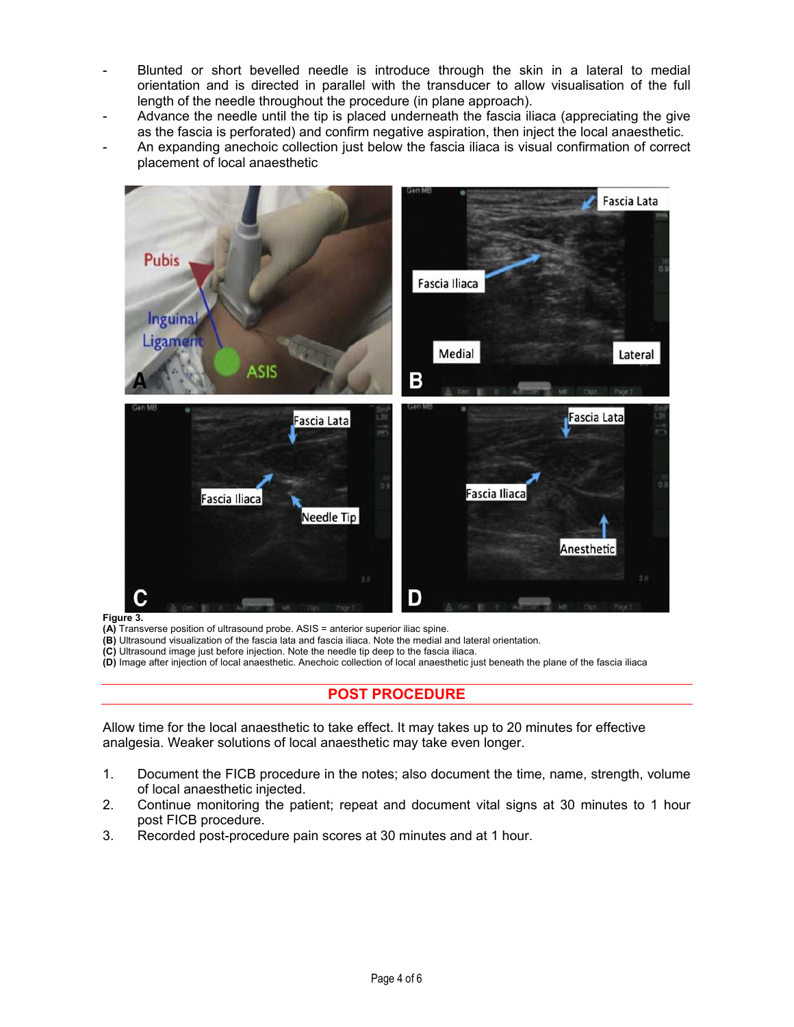- Blunted or short bevelled needle is introduce through the skin in a lateral to medial orientation and is directed in parallel with the transducer to allow visualisation of the full length of the needle throughout the procedure (in plane approach).
- Advance the needle until the tip is placed underneath the fascia iliaca (appreciating the give as the fascia is perforated) and confirm negative aspiration, then inject the local anaesthetic.
- An expanding anechoic collection just below the fascia iliaca is visual confirmation of correct placement of local anaesthetic

**Figure 3.**
**(A)** Transverse position of ultrasound probe. ASIS = anterior superior iliac spine.
**(B)** Ultrasound visualization of the fascia lata and fascia iliaca. Note the medial and lateral orientation.
**(C)** Ultrasound image just before injection. Note the needle tip deep to the fascia iliaca.
**(D)** Image after injection of local anaesthetic. Anechoic collection of local anaesthetic just beneath the plane of the fascia iliaca

## POST PROCEDURE

Allow time for the local anaesthetic to take effect. It may takes up to 20 minutes for effective analgesia. Weaker solutions of local anaesthetic may take even longer.

1. Document the FICB procedure in the notes; also document the time, name, strength, volume of local anaesthetic injected.
2. Continue monitoring the patient; repeat and document vital signs at 30 minutes to 1 hour post FICB procedure.
3. Recorded post-procedure pain scores at 30 minutes and at 1 hour.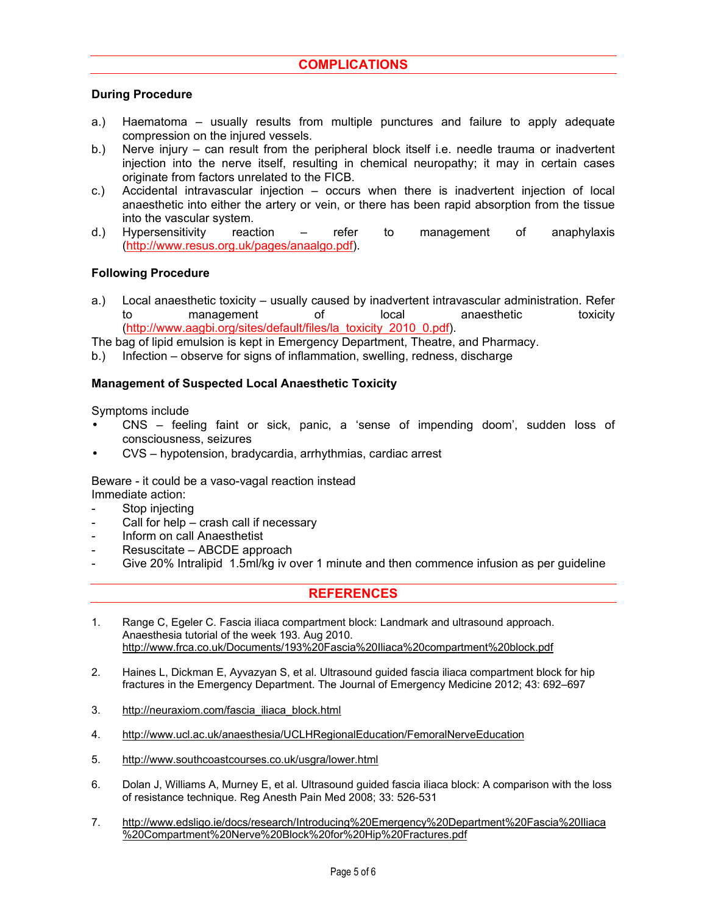## COMPLICATIONS

### During Procedure

a.) Haematoma – usually results from multiple punctures and failure to apply adequate compression on the injured vessels.

b.) Nerve injury – can result from the peripheral block itself i.e. needle trauma or inadvertent injection into the nerve itself, resulting in chemical neuropathy; it may in certain cases originate from factors unrelated to the FICB.

c.) Accidental intravascular injection – occurs when there is inadvertent injection of local anaesthetic into either the artery or vein, or there has been rapid absorption from the tissue into the vascular system.

d.) Hypersensitivity reaction – refer to management of anaphylaxis (http://www.resus.org.uk/pages/anaalgo.pdf).

### Following Procedure

a.) Local anaesthetic toxicity – usually caused by inadvertent intravascular administration. Refer to management of local anaesthetic toxicity (http://www.aagbi.org/sites/default/files/la_toxicity_2010_0.pdf).

The bag of lipid emulsion is kept in Emergency Department, Theatre, and Pharmacy.

b.) Infection – observe for signs of inflammation, swelling, redness, discharge

### Management of Suspected Local Anaesthetic Toxicity

Symptoms include

- CNS – feeling faint or sick, panic, a 'sense of impending doom', sudden loss of consciousness, seizures
- CVS – hypotension, bradycardia, arrhythmias, cardiac arrest

Beware - it could be a vaso-vagal reaction instead

Immediate action:

- Stop injecting
- Call for help – crash call if necessary
- Inform on call Anaesthetist
- Resuscitate – ABCDE approach
- Give 20% Intralipid 1.5ml/kg iv over 1 minute and then commence infusion as per guideline

## REFERENCES

1. Range C, Egeler C. Fascia iliaca compartment block: Landmark and ultrasound approach. Anaesthesia tutorial of the week 193. Aug 2010. http://www.frca.co.uk/Documents/193%20Fascia%20Iliaca%20compartment%20block.pdf

2. Haines L, Dickman E, Ayvazyan S, et al. Ultrasound guided fascia iliaca compartment block for hip fractures in the Emergency Department. The Journal of Emergency Medicine 2012; 43: 692–697

3. http://neuraxiom.com/fascia_iliaca_block.html

4. http://www.ucl.ac.uk/anaesthesia/UCLHRegionalEducation/FemoralNerveEducation

5. http://www.southcoastcourses.co.uk/usgra/lower.html

6. Dolan J, Williams A, Murney E, et al. Ultrasound guided fascia iliaca block: A comparison with the loss of resistance technique. Reg Anesth Pain Med 2008; 33: 526-531

7. http://www.edsligo.ie/docs/research/Introducing%20Emergency%20Department%20Fascia%20Iliaca%20Compartment%20Nerve%20Block%20for%20Hip%20Fractures.pdf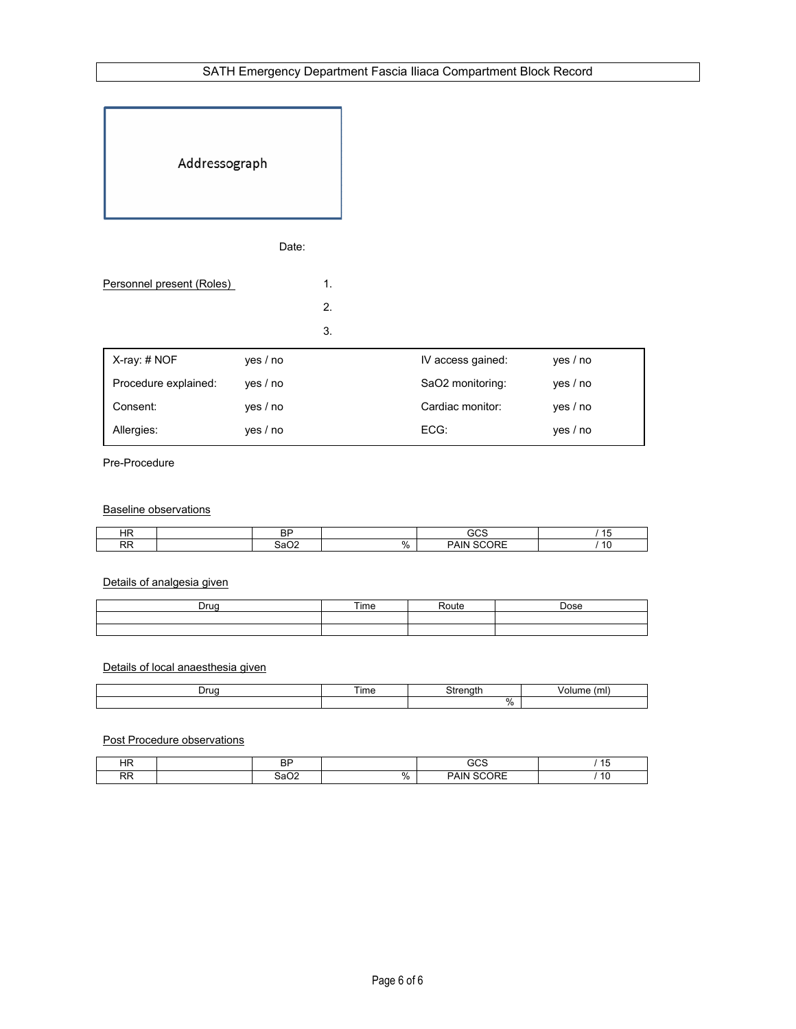# SATH Emergency Department Fascia Iliaca Compartment Block Record

Addressograph

Date:

Personnel present (Roles)

1.

2.

3.

| | | | |
|---|---|---|---|
| X-ray: # NOF | yes / no | IV access gained: | yes / no |
| Procedure explained: | yes / no | SaO2 monitoring: | yes / no |
| Consent: | yes / no | Cardiac monitor: | yes / no |
| Allergies: | yes / no | ECG: | yes / no |

Pre-Procedure

Baseline observations

| | | | | | |
|---|---|---|---|---|---|
| HR | | BP | | GCS | / 15 |
| RR | | SaO2 | % | PAIN SCORE | / 10 |

Details of analgesia given

| Drug | Time | Route | Dose |
|---|---|---|---|
| | | | |
| | | | |

Details of local anaesthesia given

| Drug | Time | Strength | Volume (ml) |
|---|---|---|---|
| | | % | |

Post Procedure observations

| | | | | | |
|---|---|---|---|---|---|
| HR | | BP | | GCS | / 15 |
| RR | | SaO2 | % | PAIN SCORE | / 10 |